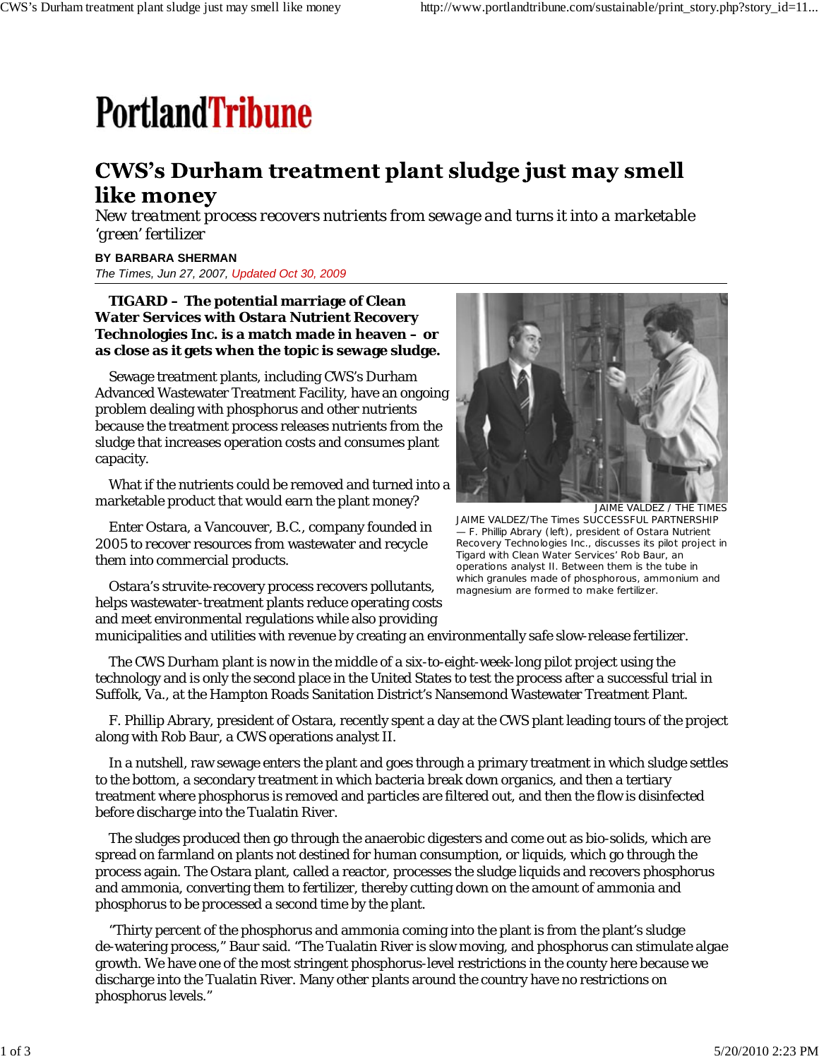# PortlandTribune

## CWS's Durham treatment plant sludge just may smell like money

*New treatment process recovers nutrients from sewage and turns it into a marketable 'green' fertilizer*

**BY BARBARA SHERMAN**

*The Times, Jun 27, 2007, Updated Oct 30, 2009*

**TIGARD – The potential marriage of Clean Water Services with Ostara Nutrient Recovery Technologies Inc. is a match made in heaven – or as close as it gets when the topic is sewage sludge.**

Sewage treatment plants, including CWS's Durham Advanced Wastewater Treatment Facility, have an ongoing problem dealing with phosphorus and other nutrients because the treatment process releases nutrients from the sludge that increases operation costs and consumes plant capacity.

What if the nutrients could be removed and turned into a marketable product that would earn the plant money?

Enter Ostara, a Vancouver, B.C., company founded in 2005 to recover resources from wastewater and recycle them into commercial products.

JAIME VALDEZ / THE TIMES

JAIME VALDEZ/The Times SUCCESSFUL PARTNERSHIP — F. Phillip Abrary (left), president of Ostara Nutrient Recovery Technologies Inc., discusses its pilot project in Tigard with Clean Water Services' Rob Baur, an operations analyst II. Between them is the tube in which granules made of phosphorous, ammonium and magnesium are formed to make fertilizer.

Ostara's struvite-recovery process recovers pollutants, helps wastewater-treatment plants reduce operating costs and meet environmental regulations while also providing municipalities and utilities with revenue by creating an environmentally safe slow-release fertilizer.

The CWS Durham plant is now in the middle of a six-to-eight-week-long pilot project using the technology and is only the second place in the United States to test the process after a successful trial in Suffolk, Va., at the Hampton Roads Sanitation District's Nansemond Wastewater Treatment Plant.

F. Phillip Abrary, president of Ostara, recently spent a day at the CWS plant leading tours of the project along with Rob Baur, a CWS operations analyst II.

In a nutshell, raw sewage enters the plant and goes through a primary treatment in which sludge settles to the bottom, a secondary treatment in which bacteria break down organics, and then a tertiary treatment where phosphorus is removed and particles are filtered out, and then the flow is disinfected before discharge into the Tualatin River.

The sludges produced then go through the anaerobic digesters and come out as bio-solids, which are spread on farmland on plants not destined for human consumption, or liquids, which go through the process again. The Ostara plant, called a reactor, processes the sludge liquids and recovers phosphorus and ammonia, converting them to fertilizer, thereby cutting down on the amount of ammonia and phosphorus to be processed a second time by the plant.

"Thirty percent of the phosphorus and ammonia coming into the plant is from the plant's sludge de-watering process," Baur said. "The Tualatin River is slow moving, and phosphorus can stimulate algae growth. We have one of the most stringent phosphorus-level restrictions in the county here because we discharge into the Tualatin River. Many other plants around the country have no restrictions on phosphorus levels."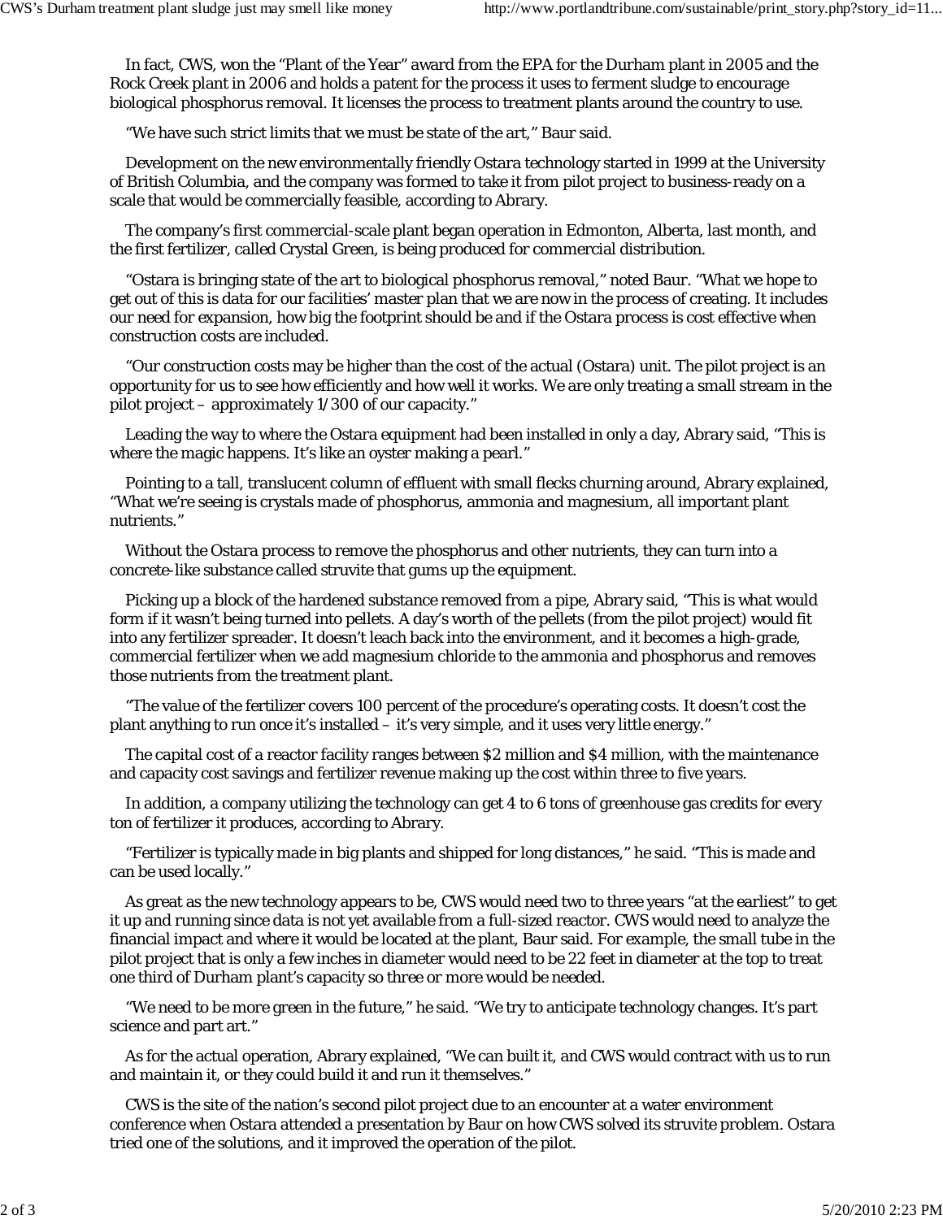In fact, CWS, won the “Plant of the Year” award from the EPA for the Durham plant in 2005 and the Rock Creek plant in 2006 and holds a patent for the process it uses to ferment sludge to encourage biological phosphorus removal. It licenses the process to treatment plants around the country to use.

“We have such strict limits that we must be state of the art,” Baur said.

Development on the new environmentally friendly Ostara technology started in 1999 at the University of British Columbia, and the company was formed to take it from pilot project to business-ready on a scale that would be commercially feasible, according to Abrary.

The company’s first commercial-scale plant began operation in Edmonton, Alberta, last month, and the first fertilizer, called Crystal Green, is being produced for commercial distribution.

“Ostara is bringing state of the art to biological phosphorus removal,” noted Baur. “What we hope to get out of this is data for our facilities’ master plan that we are now in the process of creating. It includes our need for expansion, how big the footprint should be and if the Ostara process is cost effective when construction costs are included.

“Our construction costs may be higher than the cost of the actual (Ostara) unit. The pilot project is an opportunity for us to see how efficiently and how well it works. We are only treating a small stream in the pilot project – approximately 1/300 of our capacity.”

Leading the way to where the Ostara equipment had been installed in only a day, Abrary said, “This is where the magic happens. It’s like an oyster making a pearl.”

Pointing to a tall, translucent column of effluent with small flecks churning around, Abrary explained, “What we’re seeing is crystals made of phosphorus, ammonia and magnesium, all important plant nutrients.”

Without the Ostara process to remove the phosphorus and other nutrients, they can turn into a concrete-like substance called struvite that gums up the equipment.

Picking up a block of the hardened substance removed from a pipe, Abrary said, “This is what would form if it wasn’t being turned into pellets. A day’s worth of the pellets (from the pilot project) would fit into any fertilizer spreader. It doesn’t leach back into the environment, and it becomes a high-grade, commercial fertilizer when we add magnesium chloride to the ammonia and phosphorus and removes those nutrients from the treatment plant.

“The value of the fertilizer covers 100 percent of the procedure’s operating costs. It doesn’t cost the plant anything to run once it’s installed – it’s very simple, and it uses very little energy.”

The capital cost of a reactor facility ranges between $2 million and $4 million, with the maintenance and capacity cost savings and fertilizer revenue making up the cost within three to five years.

In addition, a company utilizing the technology can get 4 to 6 tons of greenhouse gas credits for every ton of fertilizer it produces, according to Abrary.

“Fertilizer is typically made in big plants and shipped for long distances,” he said. “This is made and can be used locally.”

As great as the new technology appears to be, CWS would need two to three years “at the earliest” to get it up and running since data is not yet available from a full-sized reactor. CWS would need to analyze the financial impact and where it would be located at the plant, Baur said. For example, the small tube in the pilot project that is only a few inches in diameter would need to be 22 feet in diameter at the top to treat one third of Durham plant’s capacity so three or more would be needed.

“We need to be more green in the future,” he said. “We try to anticipate technology changes. It’s part science and part art.”

As for the actual operation, Abrary explained, “We can built it, and CWS would contract with us to run and maintain it, or they could build it and run it themselves.”

CWS is the site of the nation’s second pilot project due to an encounter at a water environment conference when Ostara attended a presentation by Baur on how CWS solved its struvite problem. Ostara tried one of the solutions, and it improved the operation of the pilot.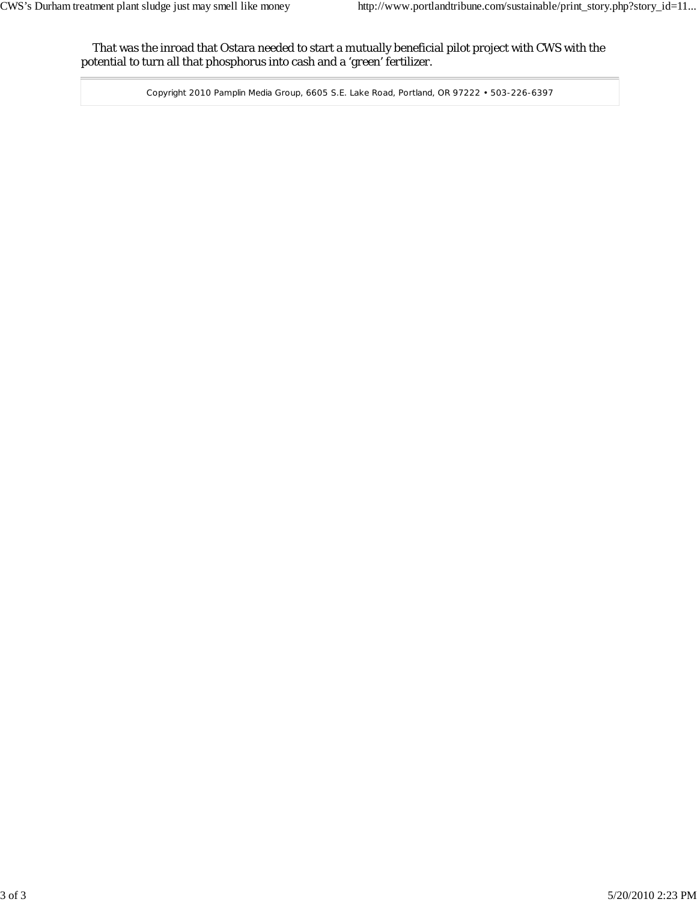That was the inroad that Ostara needed to start a mutually beneficial pilot project with CWS with the potential to turn all that phosphorus into cash and a ‘green’ fertilizer.

---

Copyright 2010 Pamplin Media Group, 6605 S.E. Lake Road, Portland, OR 97222 • 503-226-6397